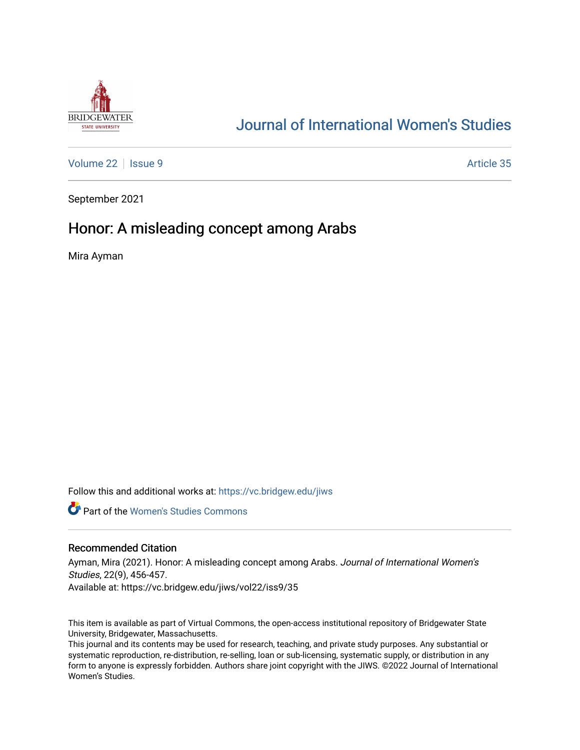# Journal of International Women's Studies

Volume 22 | Issue 9 Article 35

September 2021

## Honor: A misleading concept among Arabs

Mira Ayman

Follow this and additional works at: https://vc.bridgew.edu/jiws

Part of the Women's Studies Commons

### Recommended Citation

Ayman, Mira (2021). Honor: A misleading concept among Arabs. *Journal of International Women's Studies*, 22(9), 456-457.

Available at: https://vc.bridgew.edu/jiws/vol22/iss9/35

This item is available as part of Virtual Commons, the open-access institutional repository of Bridgewater State University, Bridgewater, Massachusetts.

This journal and its contents may be used for research, teaching, and private study purposes. Any substantial or systematic reproduction, re-distribution, re-selling, loan or sub-licensing, systematic supply, or distribution in any form to anyone is expressly forbidden. Authors share joint copyright with the JIWS. ©2022 Journal of International Women's Studies.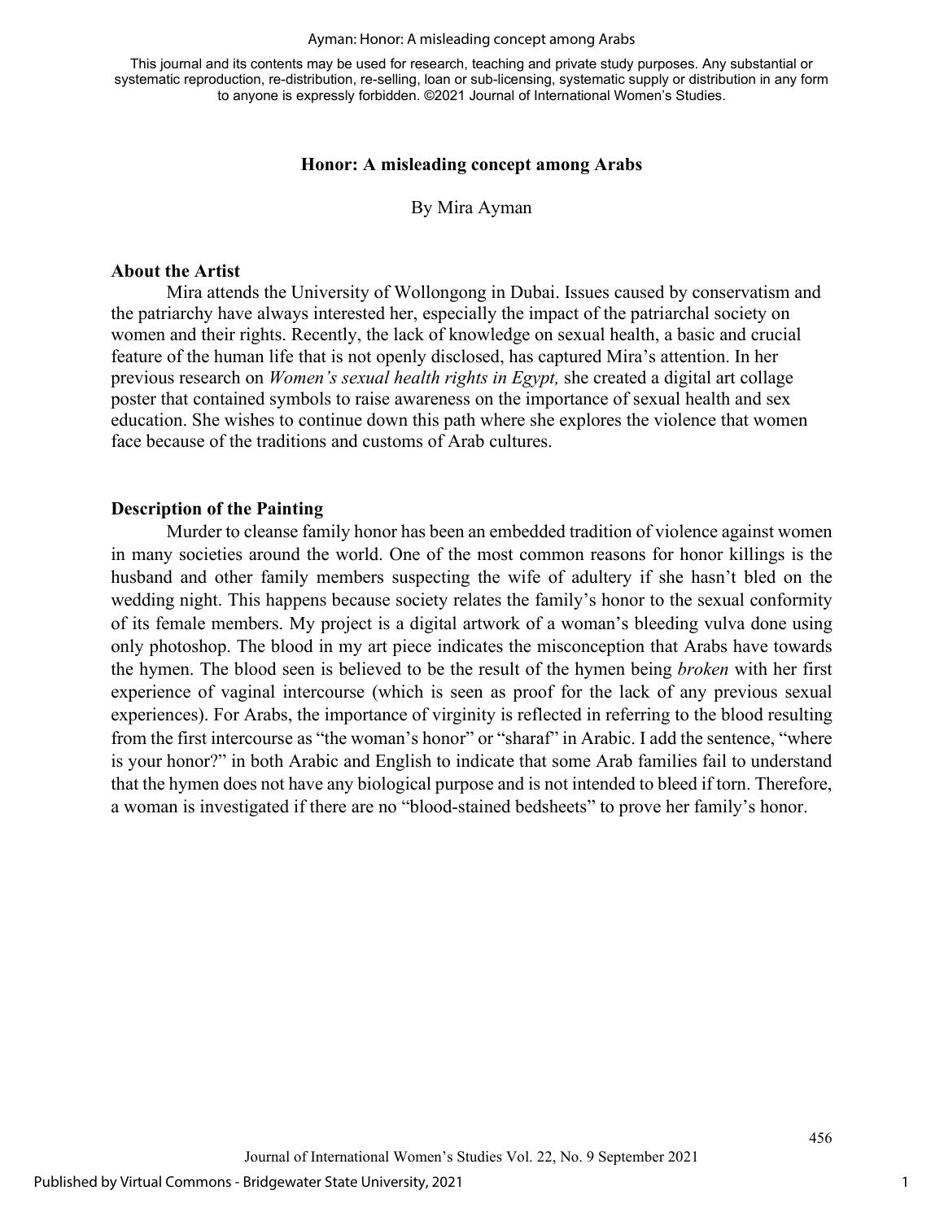# Honor: A misleading concept among Arabs

By Mira Ayman

## About the Artist

Mira attends the University of Wollongong in Dubai. Issues caused by conservatism and the patriarchy have always interested her, especially the impact of the patriarchal society on women and their rights. Recently, the lack of knowledge on sexual health, a basic and crucial feature of the human life that is not openly disclosed, has captured Mira's attention. In her previous research on *Women's sexual health rights in Egypt,* she created a digital art collage poster that contained symbols to raise awareness on the importance of sexual health and sex education. She wishes to continue down this path where she explores the violence that women face because of the traditions and customs of Arab cultures.

## Description of the Painting

Murder to cleanse family honor has been an embedded tradition of violence against women in many societies around the world. One of the most common reasons for honor killings is the husband and other family members suspecting the wife of adultery if she hasn't bled on the wedding night. This happens because society relates the family's honor to the sexual conformity of its female members. My project is a digital artwork of a woman's bleeding vulva done using only photoshop. The blood in my art piece indicates the misconception that Arabs have towards the hymen. The blood seen is believed to be the result of the hymen being *broken* with her first experience of vaginal intercourse (which is seen as proof for the lack of any previous sexual experiences). For Arabs, the importance of virginity is reflected in referring to the blood resulting from the first intercourse as "the woman's honor" or "sharaf" in Arabic. I add the sentence, "where is your honor?" in both Arabic and English to indicate that some Arab families fail to understand that the hymen does not have any biological purpose and is not intended to bleed if torn. Therefore, a woman is investigated if there are no "blood-stained bedsheets" to prove her family's honor.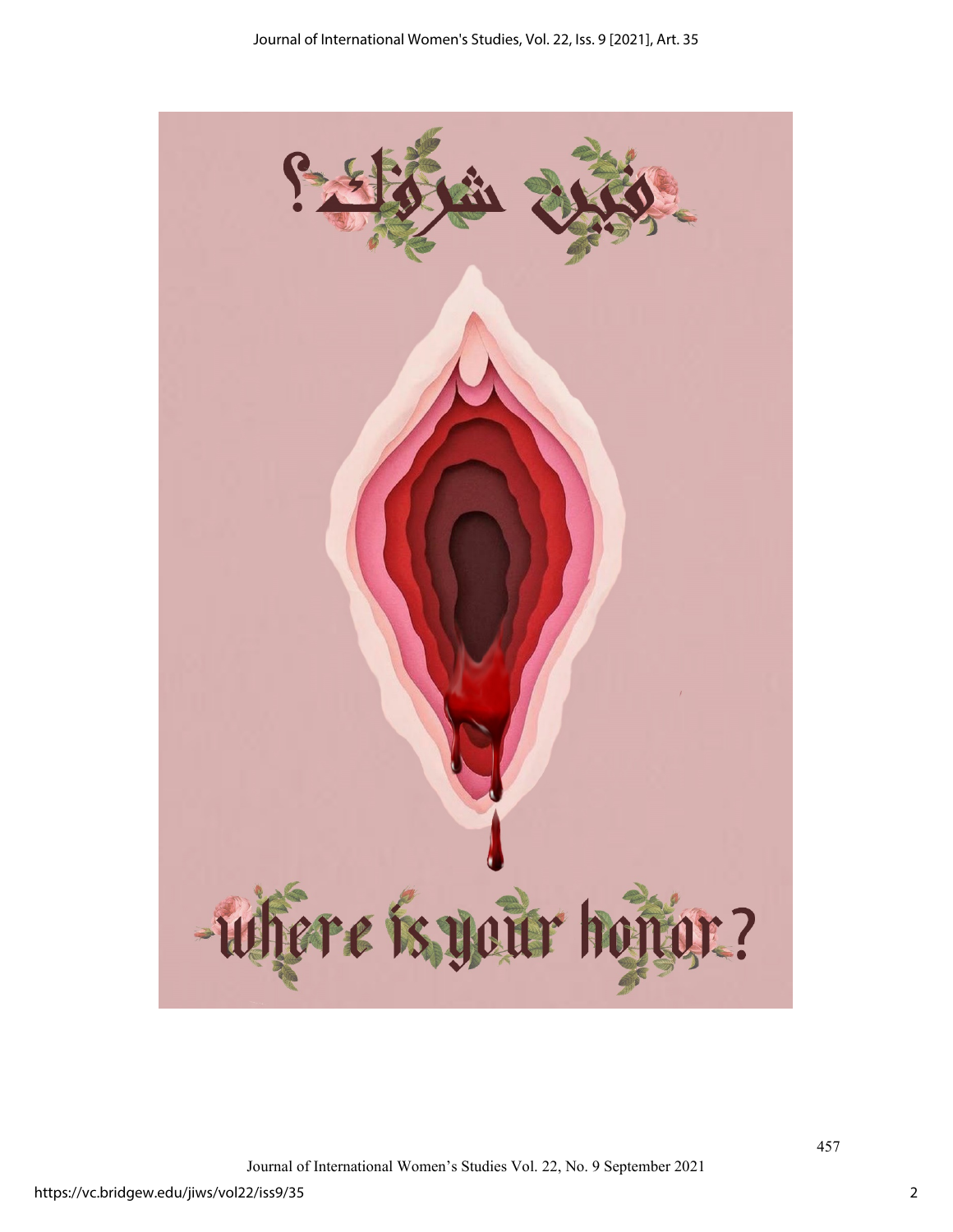فين شرفك؟

where is your honor?